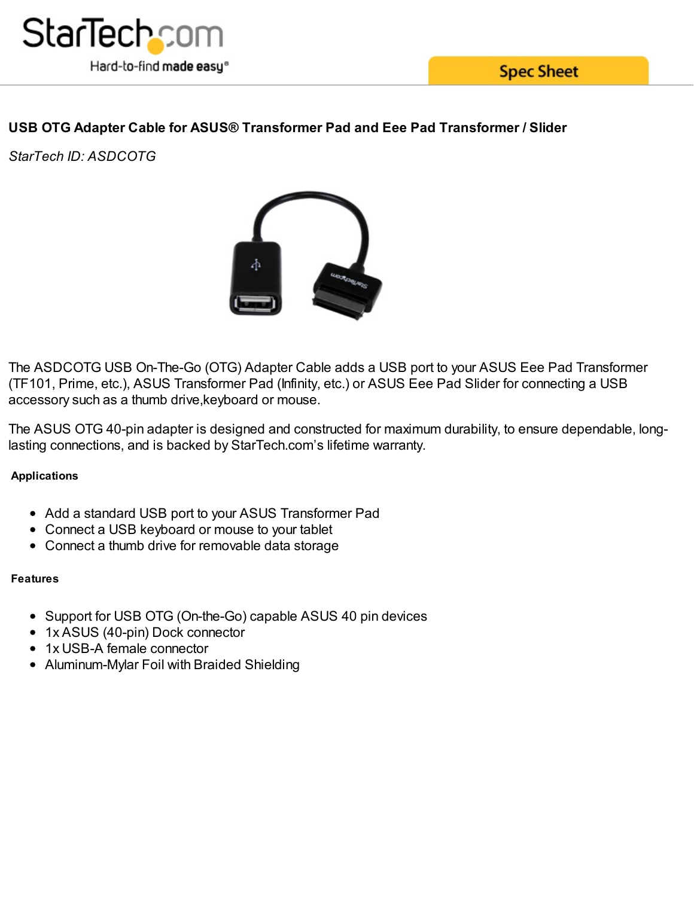# USB OTG Adapter Cable for ASUS® Transformer Pad and Eee Pad Transformer / Slider

*StarTech ID: ASDCOTG*

The ASDCOTG USB On-The-Go (OTG) Adapter Cable adds a USB port to your ASUS Eee Pad Transformer (TF101, Prime, etc.), ASUS Transformer Pad (Infinity, etc.) or ASUS Eee Pad Slider for connecting a USB accessory such as a thumb drive,keyboard or mouse.

The ASUS OTG 40-pin adapter is designed and constructed for maximum durability, to ensure dependable, long-lasting connections, and is backed by StarTech.com's lifetime warranty.

## Applications

- Add a standard USB port to your ASUS Transformer Pad
- Connect a USB keyboard or mouse to your tablet
- Connect a thumb drive for removable data storage

## Features

- Support for USB OTG (On-the-Go) capable ASUS 40 pin devices
- 1x ASUS (40-pin) Dock connector
- 1x USB-A female connector
- Aluminum-Mylar Foil with Braided Shielding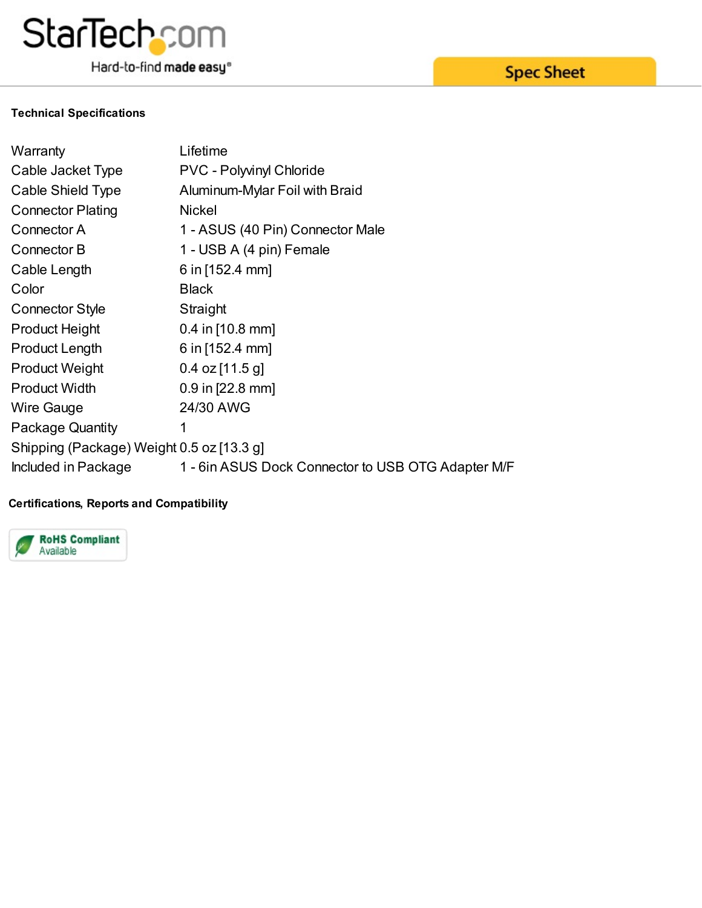**Technical Specifications**

| | |
|---|---|
| Warranty | Lifetime |
| Cable Jacket Type | PVC - Polyvinyl Chloride |
| Cable Shield Type | Aluminum-Mylar Foil with Braid |
| Connector Plating | Nickel |
| Connector A | 1 - ASUS (40 Pin) Connector Male |
| Connector B | 1 - USB A (4 pin) Female |
| Cable Length | 6 in [152.4 mm] |
| Color | Black |
| Connector Style | Straight |
| Product Height | 0.4 in [10.8 mm] |
| Product Length | 6 in [152.4 mm] |
| Product Weight | 0.4 oz [11.5 g] |
| Product Width | 0.9 in [22.8 mm] |
| Wire Gauge | 24/30 AWG |
| Package Quantity | 1 |
| Shipping (Package) Weight | 0.5 oz [13.3 g] |
| Included in Package | 1 - 6in ASUS Dock Connector to USB OTG Adapter M/F |

**Certifications, Reports and Compatibility**

RoHS Compliant
Available